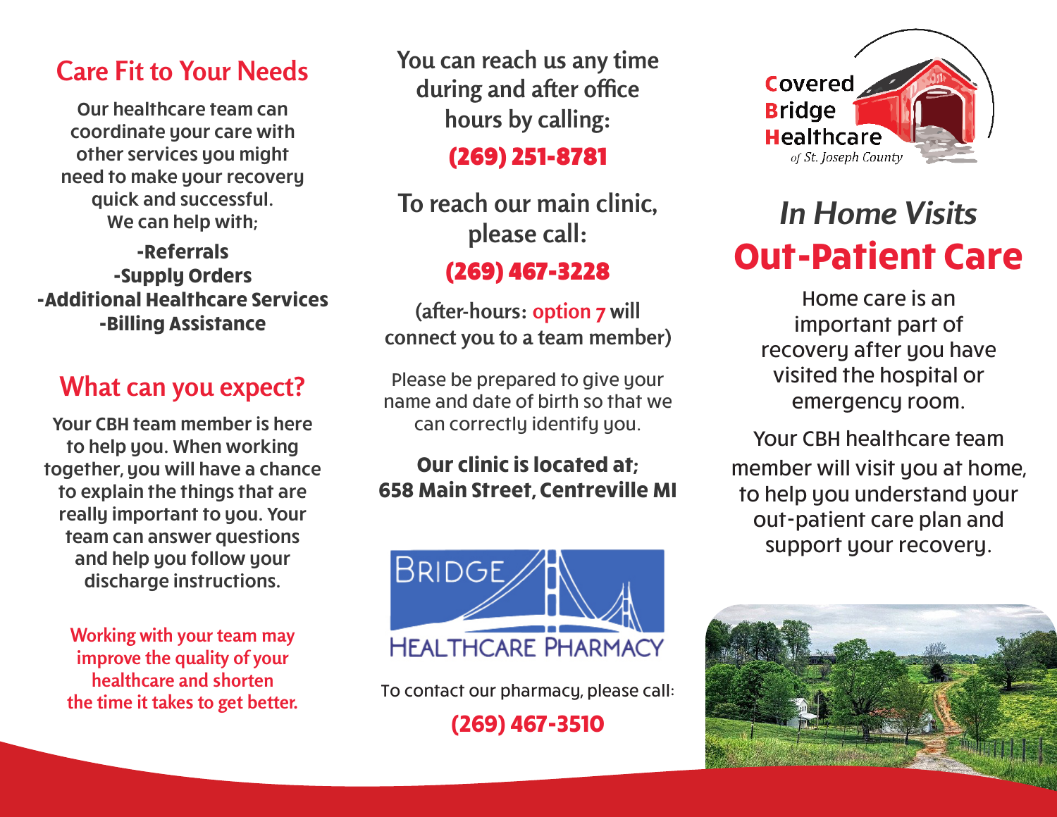## Care Fit to Your Needs

Our healthcare team can coordinate your care with other services you might need to make your recovery quick and successful. We can help with;

**-Referrals**
**-Supply Orders**
**-Additional Healthcare Services**
**-Billing Assistance**

## What can you expect?

Your CBH team member is here to help you. When working together, you will have a chance to explain the things that are really important to you. Your team can answer questions and help you follow your discharge instructions.

Working with your team may improve the quality of your healthcare and shorten the time it takes to get better.

You can reach us any time during and after office hours by calling:

**(269) 251-8781**

To reach our main clinic, please call:

**(269) 467-3228**

(after-hours: option 7 will connect you to a team member)

Please be prepared to give your name and date of birth so that we can correctly identify you.

**Our clinic is located at;**
**658 Main Street, Centreville MI**

BRIDGE HEALTHCARE PHARMACY

To contact our pharmacy, please call:

**(269) 467-3510**

Covered Bridge Healthcare
*of St. Joseph County*

# *In Home Visits*
# Out-Patient Care

Home care is an important part of recovery after you have visited the hospital or emergency room.

Your CBH healthcare team member will visit you at home, to help you understand your out-patient care plan and support your recovery.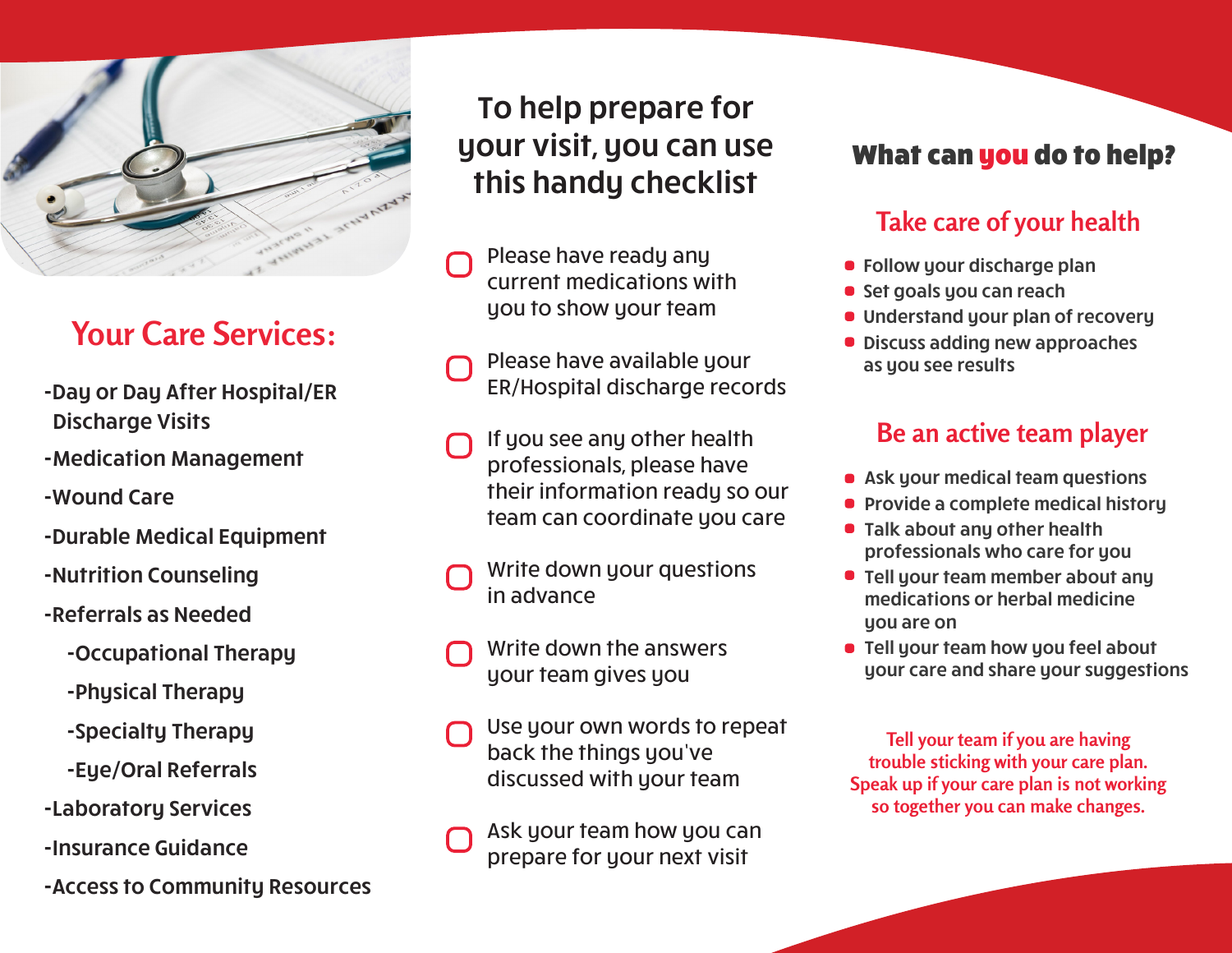## Your Care Services:

- -Day or Day After Hospital/ER Discharge Visits
- -Medication Management
- -Wound Care
- -Durable Medical Equipment
- -Nutrition Counseling
- -Referrals as Needed
  - -Occupational Therapy
  - -Physical Therapy
  - -Specialty Therapy
  - -Eye/Oral Referrals
- -Laboratory Services
- -Insurance Guidance
- -Access to Community Resources

## To help prepare for your visit, you can use this handy checklist

- [ ] Please have ready any current medications with you to show your team
- [ ] Please have available your ER/Hospital discharge records
- [ ] If you see any other health professionals, please have their information ready so our team can coordinate you care
- [ ] Write down your questions in advance
- [ ] Write down the answers your team gives you
- [ ] Use your own words to repeat back the things you've discussed with your team
- [ ] Ask your team how you can prepare for your next visit

## What can you do to help?

### Take care of your health

- Follow your discharge plan
- Set goals you can reach
- Understand your plan of recovery
- Discuss adding new approaches as you see results

### Be an active team player

- Ask your medical team questions
- Provide a complete medical history
- Talk about any other health professionals who care for you
- Tell your team member about any medications or herbal medicine you are on
- Tell your team how you feel about your care and share your suggestions

Tell your team if you are having trouble sticking with your care plan. Speak up if your care plan is not working so together you can make changes.